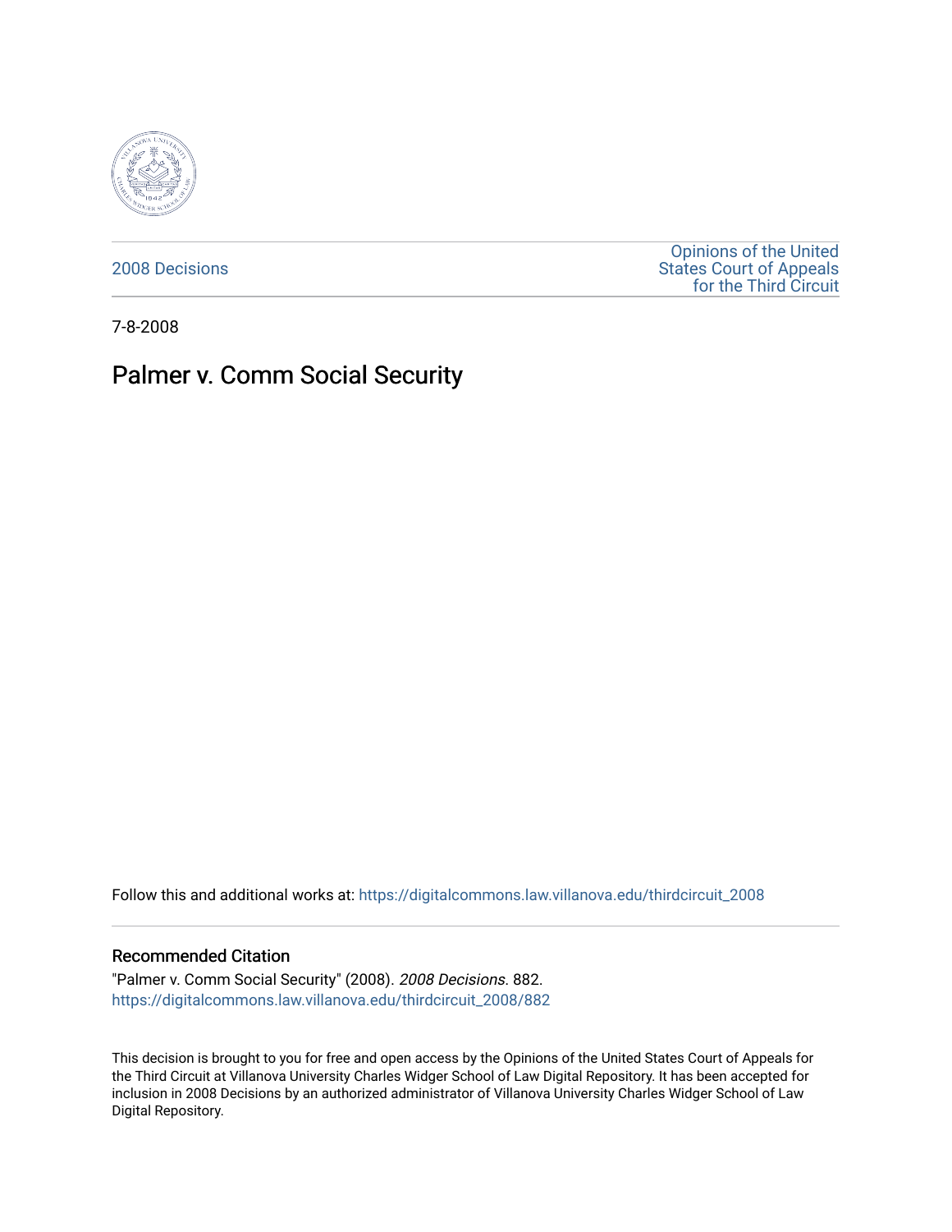2008 Decisions

Opinions of the United States Court of Appeals for the Third Circuit

7-8-2008

# Palmer v. Comm Social Security

Follow this and additional works at: https://digitalcommons.law.villanova.edu/thirdcircuit_2008

### Recommended Citation

"Palmer v. Comm Social Security" (2008). *2008 Decisions*. 882.
https://digitalcommons.law.villanova.edu/thirdcircuit_2008/882

This decision is brought to you for free and open access by the Opinions of the United States Court of Appeals for the Third Circuit at Villanova University Charles Widger School of Law Digital Repository. It has been accepted for inclusion in 2008 Decisions by an authorized administrator of Villanova University Charles Widger School of Law Digital Repository.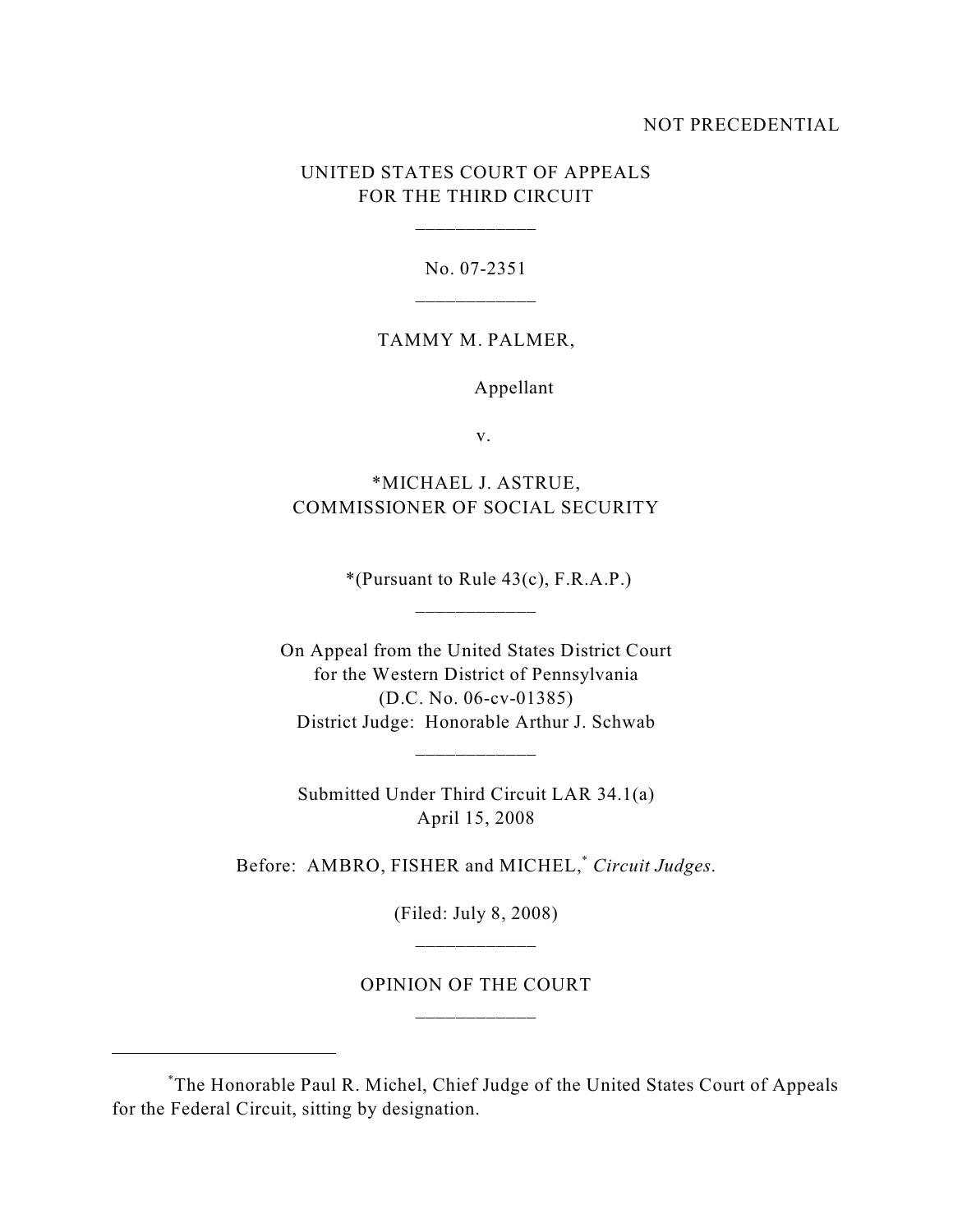NOT PRECEDENTIAL

UNITED STATES COURT OF APPEALS
FOR THE THIRD CIRCUIT

\_\_\_\_\_\_\_\_\_\_\_\_

No. 07-2351

\_\_\_\_\_\_\_\_\_\_\_\_

TAMMY M. PALMER,

Appellant

v.

*MICHAEL J. ASTRUE,
COMMISSIONER OF SOCIAL SECURITY

*(Pursuant to Rule 43(c), F.R.A.P.)

\_\_\_\_\_\_\_\_\_\_\_\_

On Appeal from the United States District Court
for the Western District of Pennsylvania
(D.C. No. 06-cv-01385)
District Judge: Honorable Arthur J. Schwab

\_\_\_\_\_\_\_\_\_\_\_\_

Submitted Under Third Circuit LAR 34.1(a)
April 15, 2008

Before: AMBRO, FISHER and MICHEL,[*] *Circuit Judges*.

(Filed: July 8, 2008)

\_\_\_\_\_\_\_\_\_\_\_\_

OPINION OF THE COURT

\_\_\_\_\_\_\_\_\_\_\_\_

---

[*]The Honorable Paul R. Michel, Chief Judge of the United States Court of Appeals for the Federal Circuit, sitting by designation.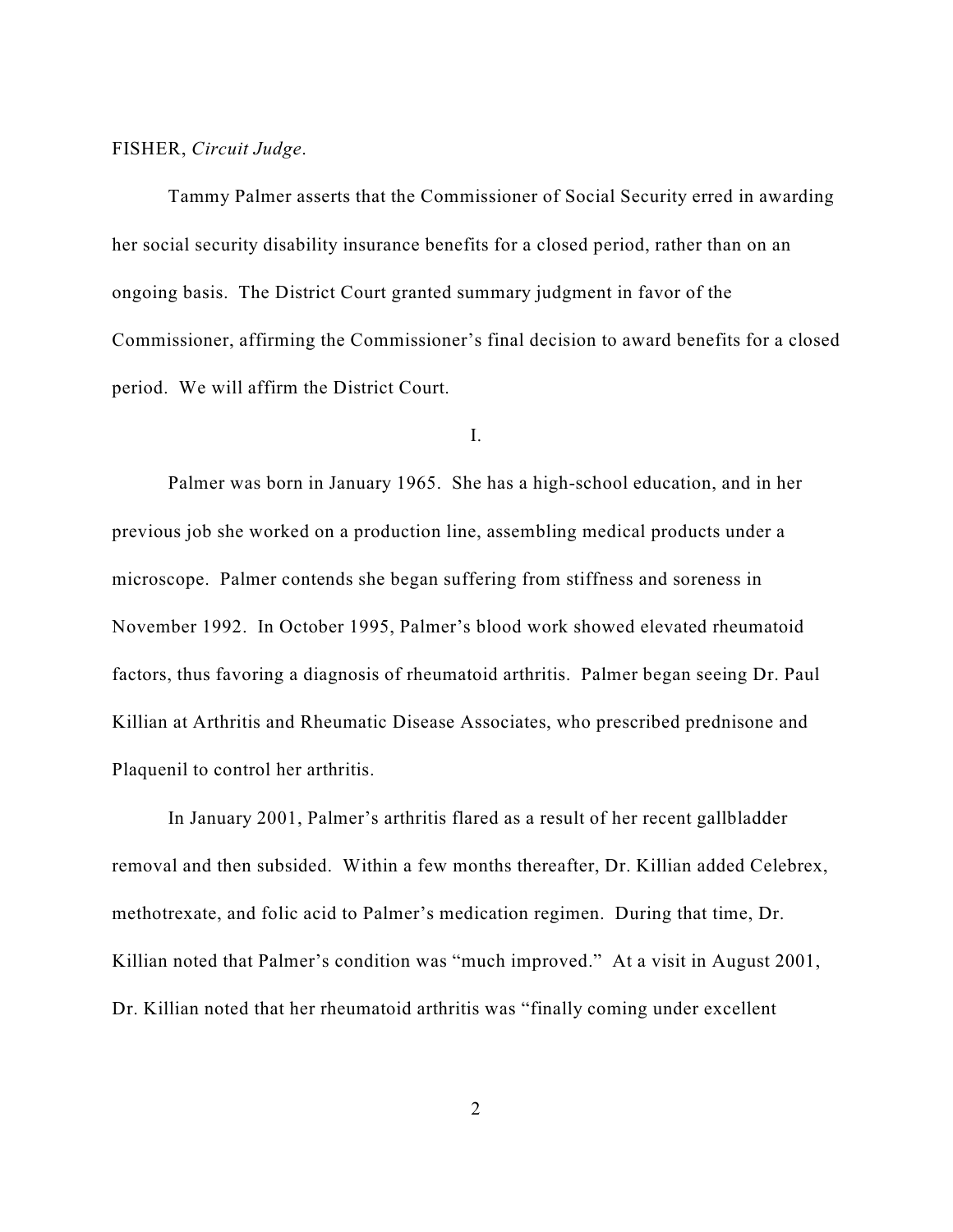FISHER, *Circuit Judge*.

Tammy Palmer asserts that the Commissioner of Social Security erred in awarding her social security disability insurance benefits for a closed period, rather than on an ongoing basis. The District Court granted summary judgment in favor of the Commissioner, affirming the Commissioner's final decision to award benefits for a closed period. We will affirm the District Court.

I.

Palmer was born in January 1965. She has a high-school education, and in her previous job she worked on a production line, assembling medical products under a microscope. Palmer contends she began suffering from stiffness and soreness in November 1992. In October 1995, Palmer's blood work showed elevated rheumatoid factors, thus favoring a diagnosis of rheumatoid arthritis. Palmer began seeing Dr. Paul Killian at Arthritis and Rheumatic Disease Associates, who prescribed prednisone and Plaquenil to control her arthritis.

In January 2001, Palmer's arthritis flared as a result of her recent gallbladder removal and then subsided. Within a few months thereafter, Dr. Killian added Celebrex, methotrexate, and folic acid to Palmer's medication regimen. During that time, Dr. Killian noted that Palmer's condition was "much improved." At a visit in August 2001, Dr. Killian noted that her rheumatoid arthritis was "finally coming under excellent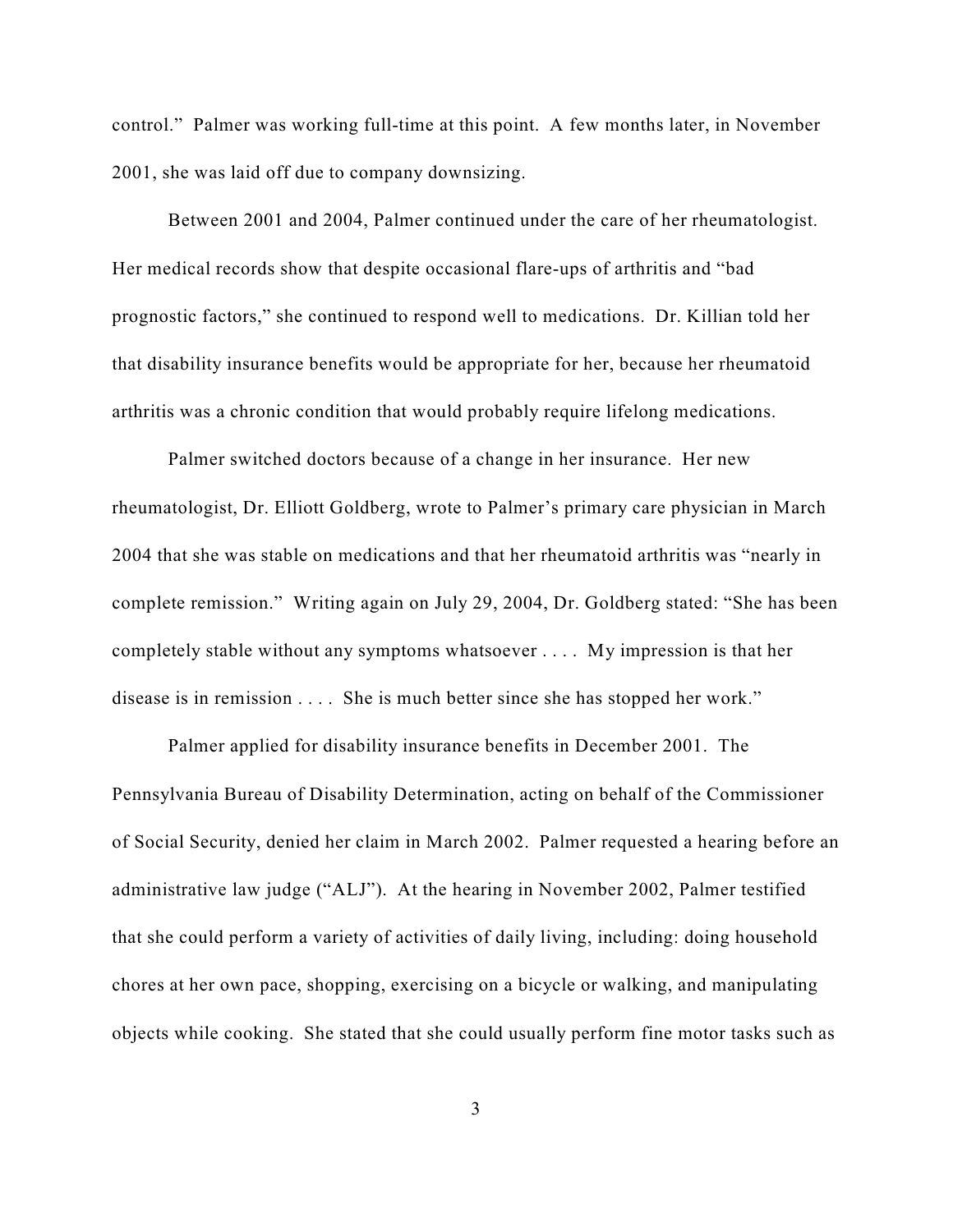control." Palmer was working full-time at this point. A few months later, in November 2001, she was laid off due to company downsizing.

Between 2001 and 2004, Palmer continued under the care of her rheumatologist. Her medical records show that despite occasional flare-ups of arthritis and "bad prognostic factors," she continued to respond well to medications. Dr. Killian told her that disability insurance benefits would be appropriate for her, because her rheumatoid arthritis was a chronic condition that would probably require lifelong medications.

Palmer switched doctors because of a change in her insurance. Her new rheumatologist, Dr. Elliott Goldberg, wrote to Palmer's primary care physician in March 2004 that she was stable on medications and that her rheumatoid arthritis was "nearly in complete remission." Writing again on July 29, 2004, Dr. Goldberg stated: "She has been completely stable without any symptoms whatsoever . . . . My impression is that her disease is in remission . . . . She is much better since she has stopped her work."

Palmer applied for disability insurance benefits in December 2001. The Pennsylvania Bureau of Disability Determination, acting on behalf of the Commissioner of Social Security, denied her claim in March 2002. Palmer requested a hearing before an administrative law judge ("ALJ"). At the hearing in November 2002, Palmer testified that she could perform a variety of activities of daily living, including: doing household chores at her own pace, shopping, exercising on a bicycle or walking, and manipulating objects while cooking. She stated that she could usually perform fine motor tasks such as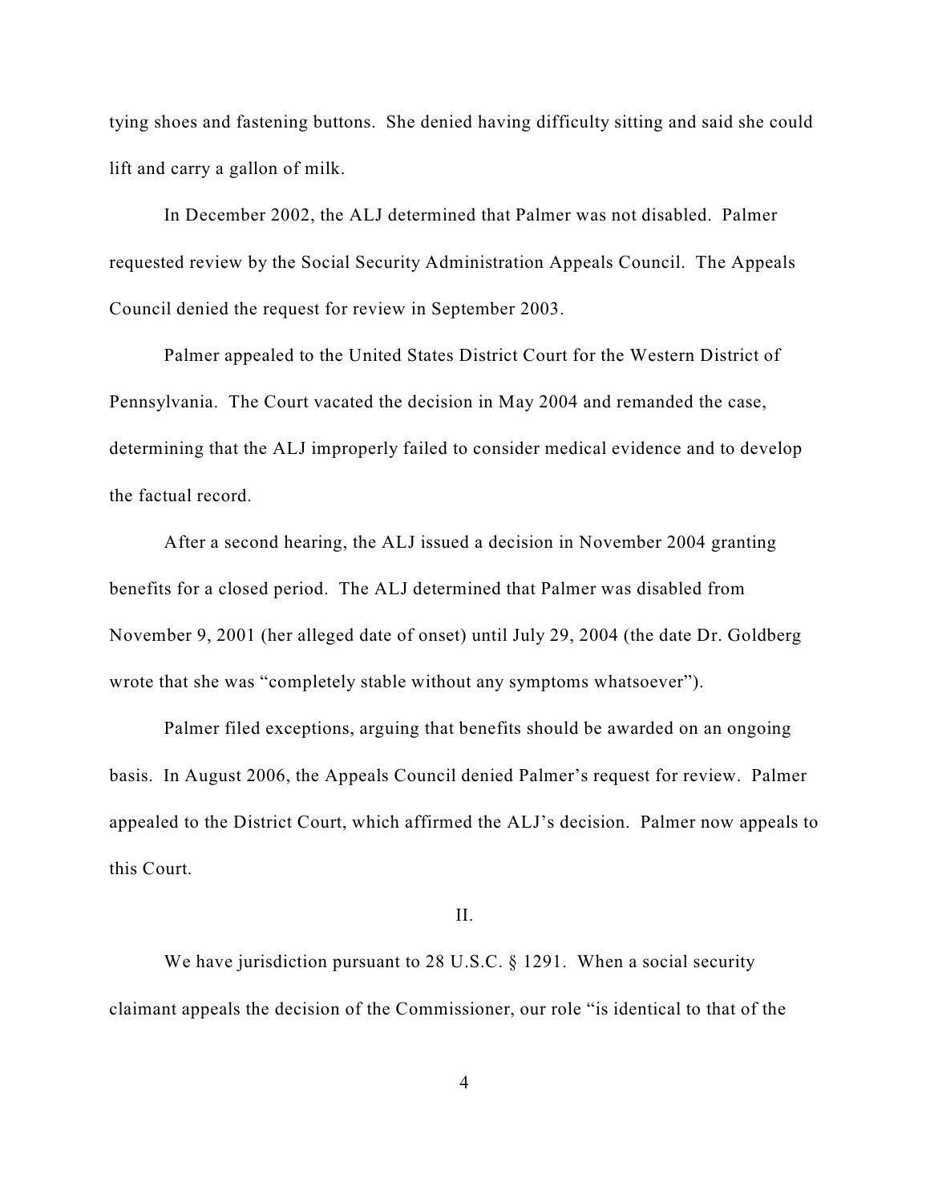tying shoes and fastening buttons. She denied having difficulty sitting and said she could lift and carry a gallon of milk.

In December 2002, the ALJ determined that Palmer was not disabled. Palmer requested review by the Social Security Administration Appeals Council. The Appeals Council denied the request for review in September 2003.

Palmer appealed to the United States District Court for the Western District of Pennsylvania. The Court vacated the decision in May 2004 and remanded the case, determining that the ALJ improperly failed to consider medical evidence and to develop the factual record.

After a second hearing, the ALJ issued a decision in November 2004 granting benefits for a closed period. The ALJ determined that Palmer was disabled from November 9, 2001 (her alleged date of onset) until July 29, 2004 (the date Dr. Goldberg wrote that she was "completely stable without any symptoms whatsoever").

Palmer filed exceptions, arguing that benefits should be awarded on an ongoing basis. In August 2006, the Appeals Council denied Palmer's request for review. Palmer appealed to the District Court, which affirmed the ALJ's decision. Palmer now appeals to this Court.

## II.

We have jurisdiction pursuant to 28 U.S.C. § 1291. When a social security claimant appeals the decision of the Commissioner, our role "is identical to that of the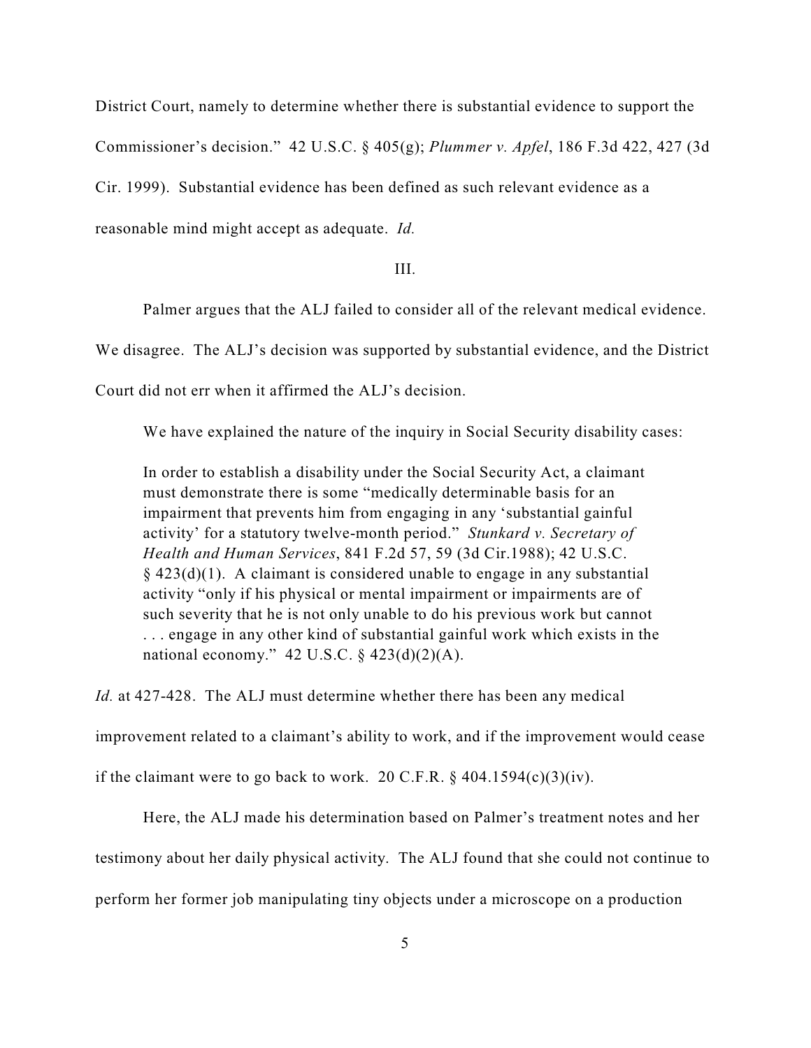District Court, namely to determine whether there is substantial evidence to support the Commissioner's decision." 42 U.S.C. § 405(g); *Plummer v. Apfel*, 186 F.3d 422, 427 (3d Cir. 1999). Substantial evidence has been defined as such relevant evidence as a reasonable mind might accept as adequate. *Id.*

III.

Palmer argues that the ALJ failed to consider all of the relevant medical evidence. We disagree. The ALJ's decision was supported by substantial evidence, and the District Court did not err when it affirmed the ALJ's decision.

We have explained the nature of the inquiry in Social Security disability cases:

> In order to establish a disability under the Social Security Act, a claimant must demonstrate there is some "medically determinable basis for an impairment that prevents him from engaging in any 'substantial gainful activity' for a statutory twelve-month period." *Stunkard v. Secretary of Health and Human Services*, 841 F.2d 57, 59 (3d Cir.1988); 42 U.S.C. § 423(d)(1). A claimant is considered unable to engage in any substantial activity "only if his physical or mental impairment or impairments are of such severity that he is not only unable to do his previous work but cannot . . . engage in any other kind of substantial gainful work which exists in the national economy." 42 U.S.C. § 423(d)(2)(A).

*Id.* at 427-428. The ALJ must determine whether there has been any medical improvement related to a claimant's ability to work, and if the improvement would cease if the claimant were to go back to work. 20 C.F.R. § 404.1594(c)(3)(iv).

Here, the ALJ made his determination based on Palmer's treatment notes and her testimony about her daily physical activity. The ALJ found that she could not continue to perform her former job manipulating tiny objects under a microscope on a production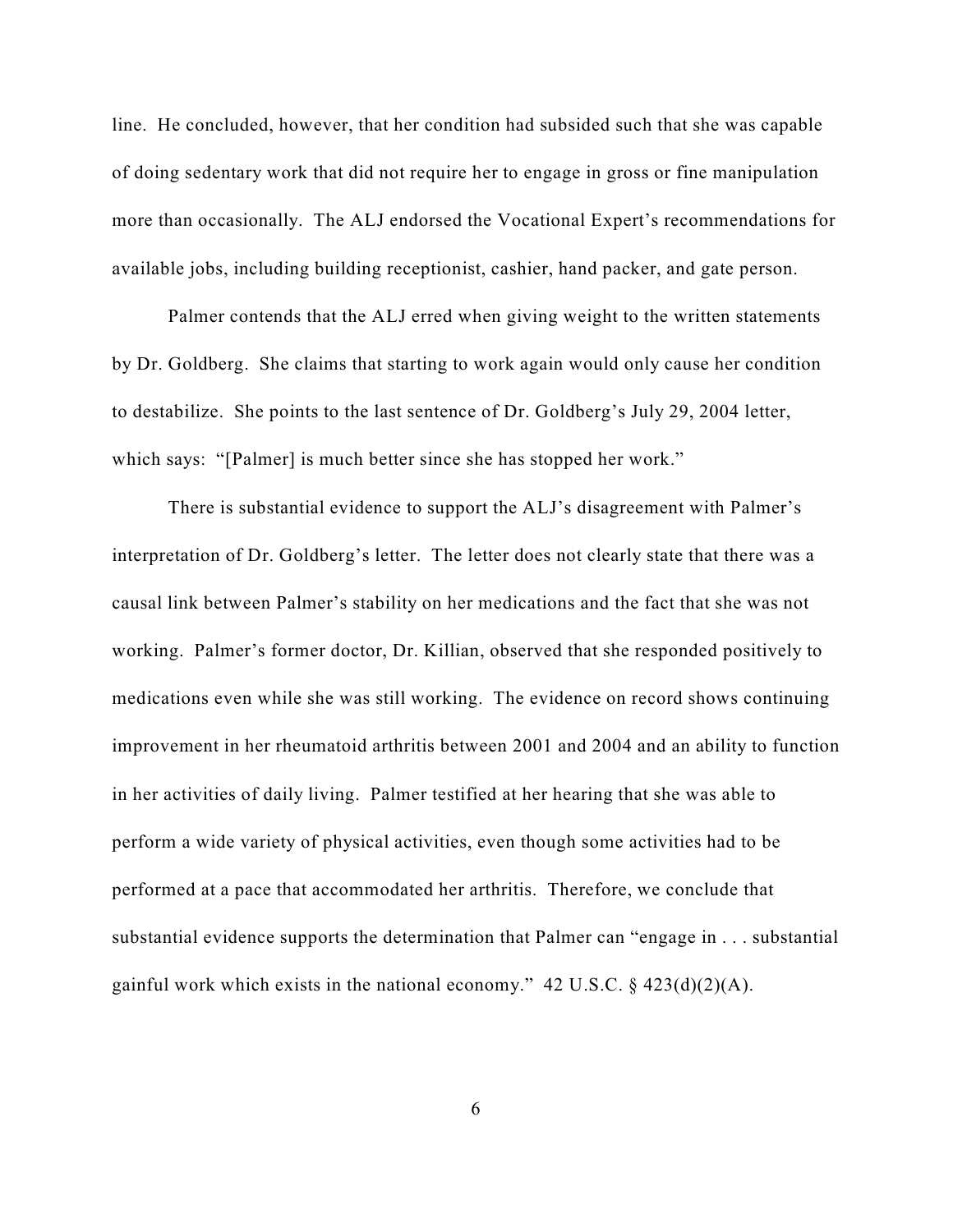line. He concluded, however, that her condition had subsided such that she was capable of doing sedentary work that did not require her to engage in gross or fine manipulation more than occasionally. The ALJ endorsed the Vocational Expert's recommendations for available jobs, including building receptionist, cashier, hand packer, and gate person.

Palmer contends that the ALJ erred when giving weight to the written statements by Dr. Goldberg. She claims that starting to work again would only cause her condition to destabilize. She points to the last sentence of Dr. Goldberg's July 29, 2004 letter, which says: "[Palmer] is much better since she has stopped her work."

There is substantial evidence to support the ALJ's disagreement with Palmer's interpretation of Dr. Goldberg's letter. The letter does not clearly state that there was a causal link between Palmer's stability on her medications and the fact that she was not working. Palmer's former doctor, Dr. Killian, observed that she responded positively to medications even while she was still working. The evidence on record shows continuing improvement in her rheumatoid arthritis between 2001 and 2004 and an ability to function in her activities of daily living. Palmer testified at her hearing that she was able to perform a wide variety of physical activities, even though some activities had to be performed at a pace that accommodated her arthritis. Therefore, we conclude that substantial evidence supports the determination that Palmer can "engage in . . . substantial gainful work which exists in the national economy." 42 U.S.C. § 423(d)(2)(A).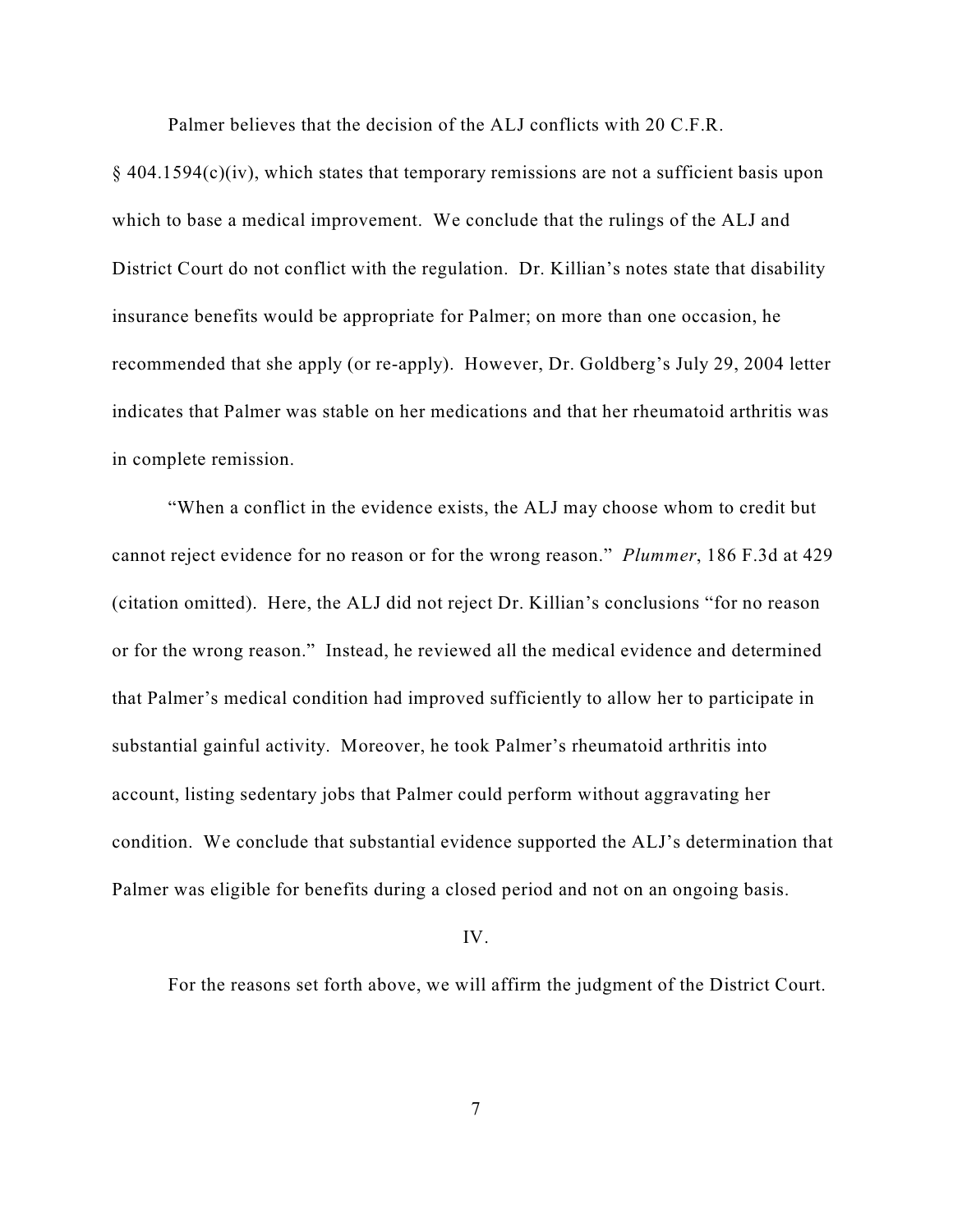Palmer believes that the decision of the ALJ conflicts with 20 C.F.R. § 404.1594(c)(iv), which states that temporary remissions are not a sufficient basis upon which to base a medical improvement. We conclude that the rulings of the ALJ and District Court do not conflict with the regulation. Dr. Killian's notes state that disability insurance benefits would be appropriate for Palmer; on more than one occasion, he recommended that she apply (or re-apply). However, Dr. Goldberg's July 29, 2004 letter indicates that Palmer was stable on her medications and that her rheumatoid arthritis was in complete remission.

"When a conflict in the evidence exists, the ALJ may choose whom to credit but cannot reject evidence for no reason or for the wrong reason." *Plummer*, 186 F.3d at 429 (citation omitted). Here, the ALJ did not reject Dr. Killian's conclusions "for no reason or for the wrong reason." Instead, he reviewed all the medical evidence and determined that Palmer's medical condition had improved sufficiently to allow her to participate in substantial gainful activity. Moreover, he took Palmer's rheumatoid arthritis into account, listing sedentary jobs that Palmer could perform without aggravating her condition. We conclude that substantial evidence supported the ALJ's determination that Palmer was eligible for benefits during a closed period and not on an ongoing basis.

IV.

For the reasons set forth above, we will affirm the judgment of the District Court.